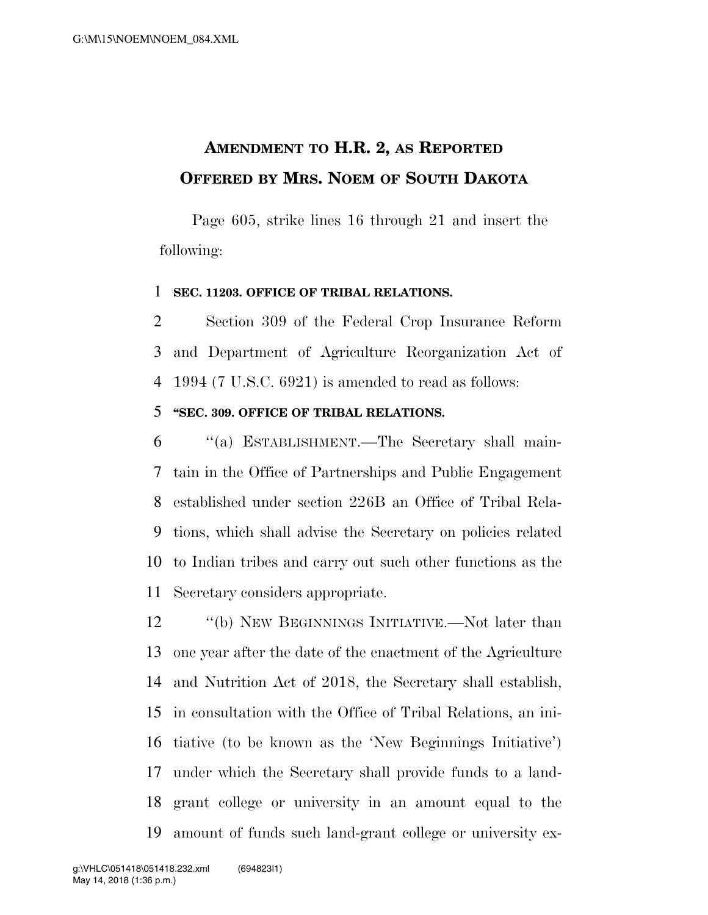# AMENDMENT TO H.R. 2, AS REPORTED OFFERED BY MRS. NOEM OF SOUTH DAKOTA

Page 605, strike lines 16 through 21 and insert the following:

**SEC. 11203. OFFICE OF TRIBAL RELATIONS.**

Section 309 of the Federal Crop Insurance Reform and Department of Agriculture Reorganization Act of 1994 (7 U.S.C. 6921) is amended to read as follows:

**"SEC. 309. OFFICE OF TRIBAL RELATIONS.**

"(a) ESTABLISHMENT.—The Secretary shall maintain in the Office of Partnerships and Public Engagement established under section 226B an Office of Tribal Relations, which shall advise the Secretary on policies related to Indian tribes and carry out such other functions as the Secretary considers appropriate.

"(b) NEW BEGINNINGS INITIATIVE.—Not later than one year after the date of the enactment of the Agriculture and Nutrition Act of 2018, the Secretary shall establish, in consultation with the Office of Tribal Relations, an initiative (to be known as the 'New Beginnings Initiative') under which the Secretary shall provide funds to a land-grant college or university in an amount equal to the amount of funds such land-grant college or university ex-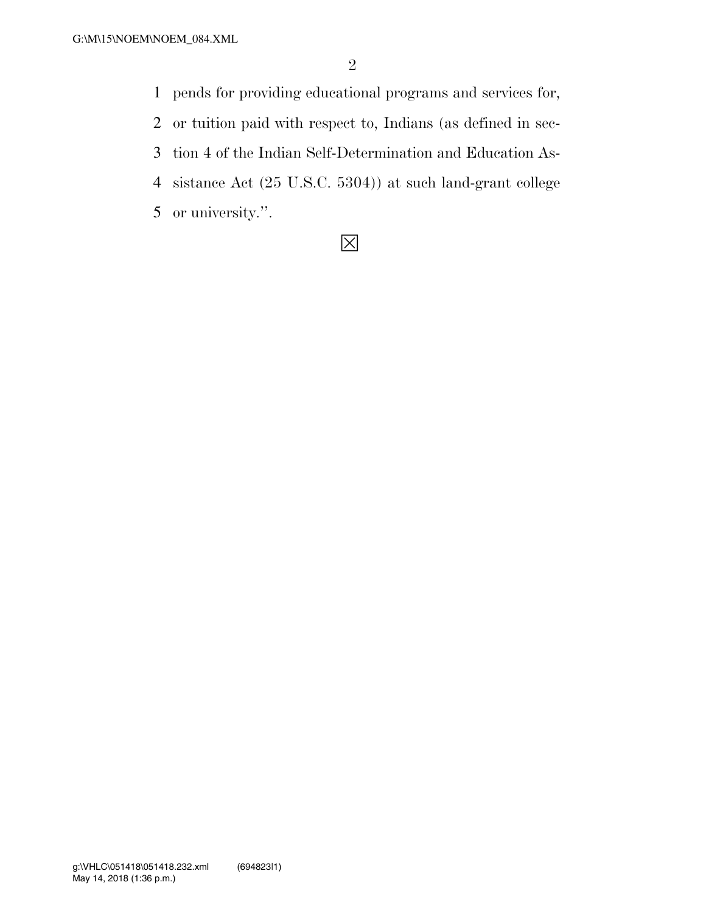pends for providing educational programs and services for, or tuition paid with respect to, Indians (as defined in section 4 of the Indian Self-Determination and Education Assistance Act (25 U.S.C. 5304)) at such land-grant college or university.''.